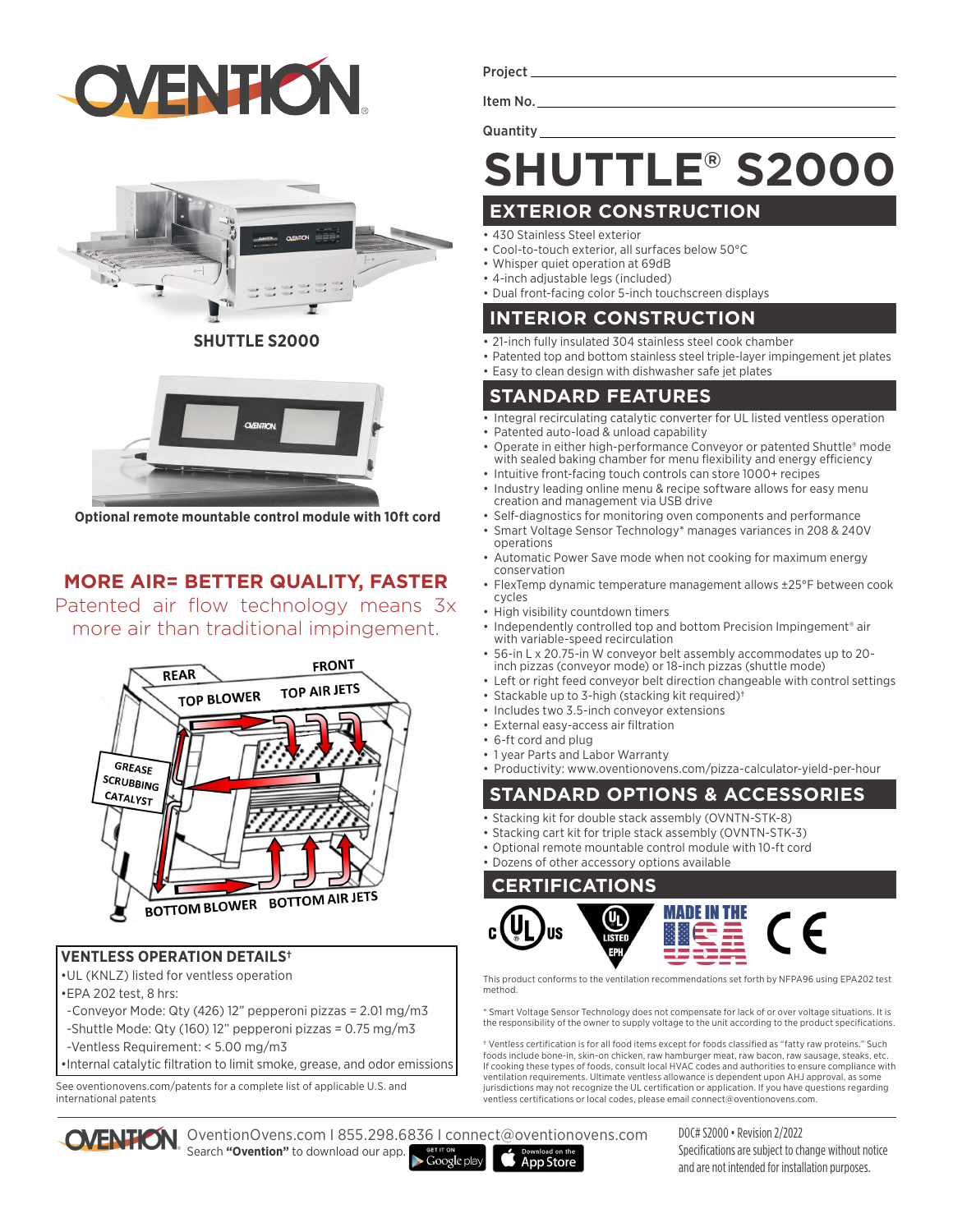Project

Item No.

Quantity

# SHUTTLE® S2000

SHUTTLE S2000

Optional remote mountable control module with 10ft cord

## MORE AIR= BETTER QUALITY, FASTER

Patented air flow technology means 3x more air than traditional impingement.

REAR, FRONT, TOP BLOWER, TOP AIR JETS, GREASE SCRUBBING CATALYST, BOTTOM BLOWER, BOTTOM AIR JETS

### VENTLESS OPERATION DETAILS†

- UL (KNLZ) listed for ventless operation
- EPA 202 test, 8 hrs:
  - -Conveyor Mode: Qty (426) 12" pepperoni pizzas = 2.01 mg/m3
  - -Shuttle Mode: Qty (160) 12" pepperoni pizzas = 0.75 mg/m3
  - -Ventless Requirement: < 5.00 mg/m3
- Internal catalytic filtration to limit smoke, grease, and odor emissions

See oventionovens.com/patents for a complete list of applicable U.S. and international patents

## EXTERIOR CONSTRUCTION

- 430 Stainless Steel exterior
- Cool-to-touch exterior, all surfaces below 50°C
- Whisper quiet operation at 69dB
- 4-inch adjustable legs (included)
- Dual front-facing color 5-inch touchscreen displays

## INTERIOR CONSTRUCTION

- 21-inch fully insulated 304 stainless steel cook chamber
- Patented top and bottom stainless steel triple-layer impingement jet plates
- Easy to clean design with dishwasher safe jet plates

## STANDARD FEATURES

- Integral recirculating catalytic converter for UL listed ventless operation
- Patented auto-load & unload capability
- Operate in either high-performance Conveyor or patented Shuttle® mode with sealed baking chamber for menu flexibility and energy efficiency
- Intuitive front-facing touch controls can store 1000+ recipes
- Industry leading online menu & recipe software allows for easy menu creation and management via USB drive
- Self-diagnostics for monitoring oven components and performance
- Smart Voltage Sensor Technology* manages variances in 208 & 240V operations
- Automatic Power Save mode when not cooking for maximum energy conservation
- FlexTemp dynamic temperature management allows ±25°F between cook cycles
- High visibility countdown timers
- Independently controlled top and bottom Precision Impingement® air with variable-speed recirculation
- 56-in L x 20.75-in W conveyor belt assembly accommodates up to 20-inch pizzas (conveyor mode) or 18-inch pizzas (shuttle mode)
- Left or right feed conveyor belt direction changeable with control settings
- Stackable up to 3-high (stacking kit required)†
- Includes two 3.5-inch conveyor extensions
- External easy-access air filtration
- 6-ft cord and plug
- 1 year Parts and Labor Warranty
- Productivity: www.oventionovens.com/pizza-calculator-yield-per-hour

## STANDARD OPTIONS & ACCESSORIES

- Stacking kit for double stack assembly (OVNTN-STK-8)
- Stacking cart kit for triple stack assembly (OVNTN-STK-3)
- Optional remote mountable control module with 10-ft cord
- Dozens of other accessory options available

## CERTIFICATIONS

cULus, UL LISTED EPH, MADE IN THE USA, CE

This product conforms to the ventilation recommendations set forth by NFPA96 using EPA202 test method.

* Smart Voltage Sensor Technology does not compensate for lack of or over voltage situations. It is the responsibility of the owner to supply voltage to the unit according to the product specifications.

† Ventless certification is for all food items except for foods classified as "fatty raw proteins." Such foods include bone-in, skin-on chicken, raw hamburger meat, raw bacon, raw sausage, steaks, etc. If cooking these types of foods, consult local HVAC codes and authorities to ensure compliance with ventilation requirements. Ultimate ventless allowance is dependent upon AHJ approval, as some jurisdictions may not recognize the UL certification or application. If you have questions regarding ventless certifications or local codes, please email connect@oventionovens.com.

OventionOvens.com I 855.298.6836 I connect@oventionovens.com
Search **"Ovention"** to download our app.

DOC# S2000 • Revision 2/2022
Specifications are subject to change without notice and are not intended for installation purposes.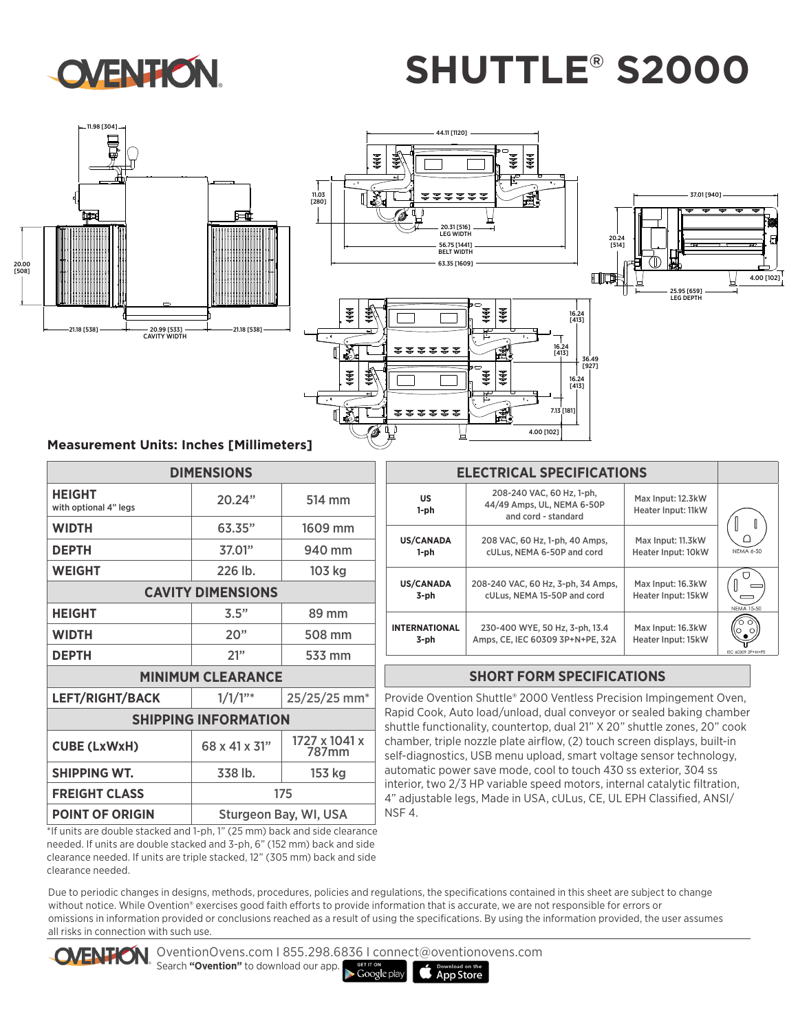# SHUTTLE® S2000

11.98 [304]
20.00 [508]
21.18 [538]
20.99 [533] CAVITY WIDTH
21.18 [538]
44.11 [1120]
11.03 [280]
20.31 [516] LEG WIDTH
56.75 [1441] BELT WIDTH
63.35 [1609]
37.01 [940]
20.24 [514]
4.00 [102]
25.95 [659] LEG DEPTH
16.24 [413]
16.24 [413]
36.49 [927]
16.24 [413]
7.13 [181]
4.00 [102]

**Measurement Units: Inches [Millimeters]**

| DIMENSIONS | | |
|---|---|---|
| **HEIGHT** with optional 4" legs | 20.24" | 514 mm |
| **WIDTH** | 63.35" | 1609 mm |
| **DEPTH** | 37.01" | 940 mm |
| **WEIGHT** | 226 lb. | 103 kg |
| **CAVITY DIMENSIONS** | | |
| **HEIGHT** | 3.5" | 89 mm |
| **WIDTH** | 20" | 508 mm |
| **DEPTH** | 21" | 533 mm |
| **MINIMUM CLEARANCE** | | |
| **LEFT/RIGHT/BACK** | 1/1/1"* | 25/25/25 mm* |
| **SHIPPING INFORMATION** | | |
| **CUBE (LxWxH)** | 68 x 41 x 31" | 1727 x 1041 x 787mm |
| **SHIPPING WT.** | 338 lb. | 153 kg |
| **FREIGHT CLASS** | 175 | |
| **POINT OF ORIGIN** | Sturgeon Bay, WI, USA | |

*If units are double stacked and 1-ph, 1" (25 mm) back and side clearance needed. If units are double stacked and 3-ph, 6" (152 mm) back and side clearance needed. If units are triple stacked, 12" (305 mm) back and side clearance needed.

| ELECTRICAL SPECIFICATIONS | | | |
|---|---|---|---|
| **US 1-ph** | 208-240 VAC, 60 Hz, 1-ph, 44/49 Amps, UL, NEMA 6-50P and cord - standard | Max Input: 12.3kW Heater Input: 11kW | NEMA 6-50 |
| **US/CANADA 1-ph** | 208 VAC, 60 Hz, 1-ph, 40 Amps, cULus, NEMA 6-50P and cord | Max Input: 11.3kW Heater Input: 10kW | |
| **US/CANADA 3-ph** | 208-240 VAC, 60 Hz, 3-ph, 34 Amps, cULus, NEMA 15-50P and cord | Max Input: 16.3kW Heater Input: 15kW | NEMA 15-50 |
| **INTERNATIONAL 3-ph** | 230-400 WYE, 50 Hz, 3-ph, 13.4 Amps, CE, IEC 60309 3P+N+PE, 32A | Max Input: 16.3kW Heater Input: 15kW | IEC 60309 3P+N+PE |

## SHORT FORM SPECIFICATIONS

Provide Ovention Shuttle® 2000 Ventless Precision Impingement Oven, Rapid Cook, Auto load/unload, dual conveyor or sealed baking chamber shuttle functionality, countertop, dual 21" X 20" shuttle zones, 20" cook chamber, triple nozzle plate airflow, (2) touch screen displays, built-in self-diagnostics, USB menu upload, smart voltage sensor technology, automatic power save mode, cool to touch 430 ss exterior, 304 ss interior, two 2/3 HP variable speed motors, internal catalytic filtration, 4" adjustable legs, Made in USA, cULus, CE, UL EPH Classified, ANSI/NSF 4.

Due to periodic changes in designs, methods, procedures, policies and regulations, the specifications contained in this sheet are subject to change without notice. While Ovention® exercises good faith efforts to provide information that is accurate, we are not responsible for errors or omissions in information provided or conclusions reached as a result of using the specifications. By using the information provided, the user assumes all risks in connection with such use.

OventionOvens.com I 855.298.6836 I connect@oventionovens.com
Search **"Ovention"** to download our app.